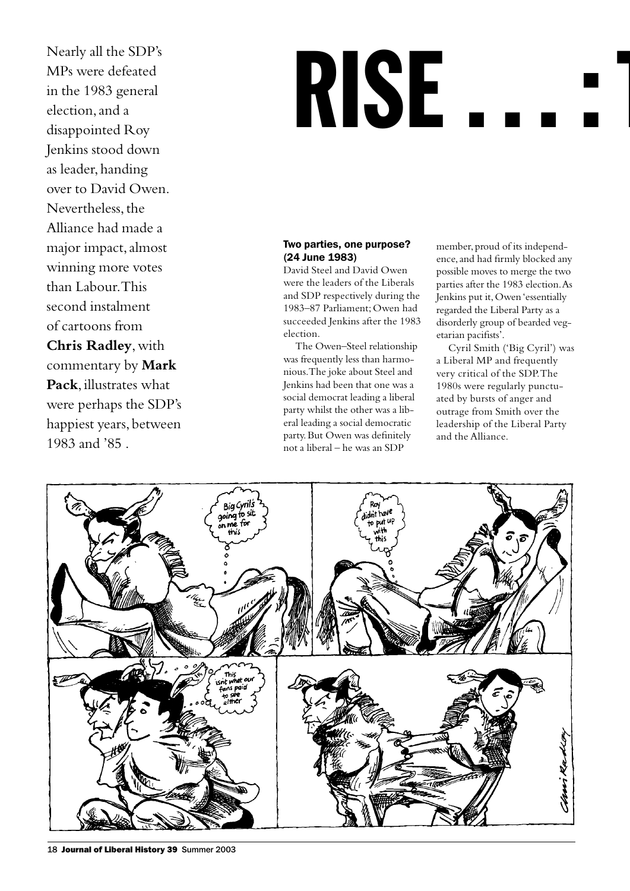# RISE . . . : 1

Nearly all the SDP's MPs were defeated in the 1983 general election, and a disappointed Roy Jenkins stood down as leader, handing over to David Owen. Nevertheless, the Alliance had made a major impact, almost winning more votes than Labour. This second instalment of cartoons from **Chris Radley**, with commentary by **Mark Pack**, illustrates what were perhaps the SDP's happiest years, between 1983 and '85 .

**Two parties, one purpose? (24 June 1983)**

David Steel and David Owen were the leaders of the Liberals and SDP respectively during the 1983–87 Parliament; Owen had succeeded Jenkins after the 1983 election.

The Owen–Steel relationship was frequently less than harmonious. The joke about Steel and Jenkins had been that one was a social democrat leading a liberal party whilst the other was a liberal leading a social democratic party. But Owen was definitely not a liberal – he was an SDP member, proud of its independence, and had firmly blocked any possible moves to merge the two parties after the 1983 election. As Jenkins put it, Owen 'essentially regarded the Liberal Party as a disorderly group of bearded vegetarian pacifists'.

Cyril Smith ('Big Cyril') was a Liberal MP and frequently very critical of the SDP. The 1980s were regularly punctuated by bursts of anger and outrage from Smith over the leadership of the Liberal Party and the Alliance.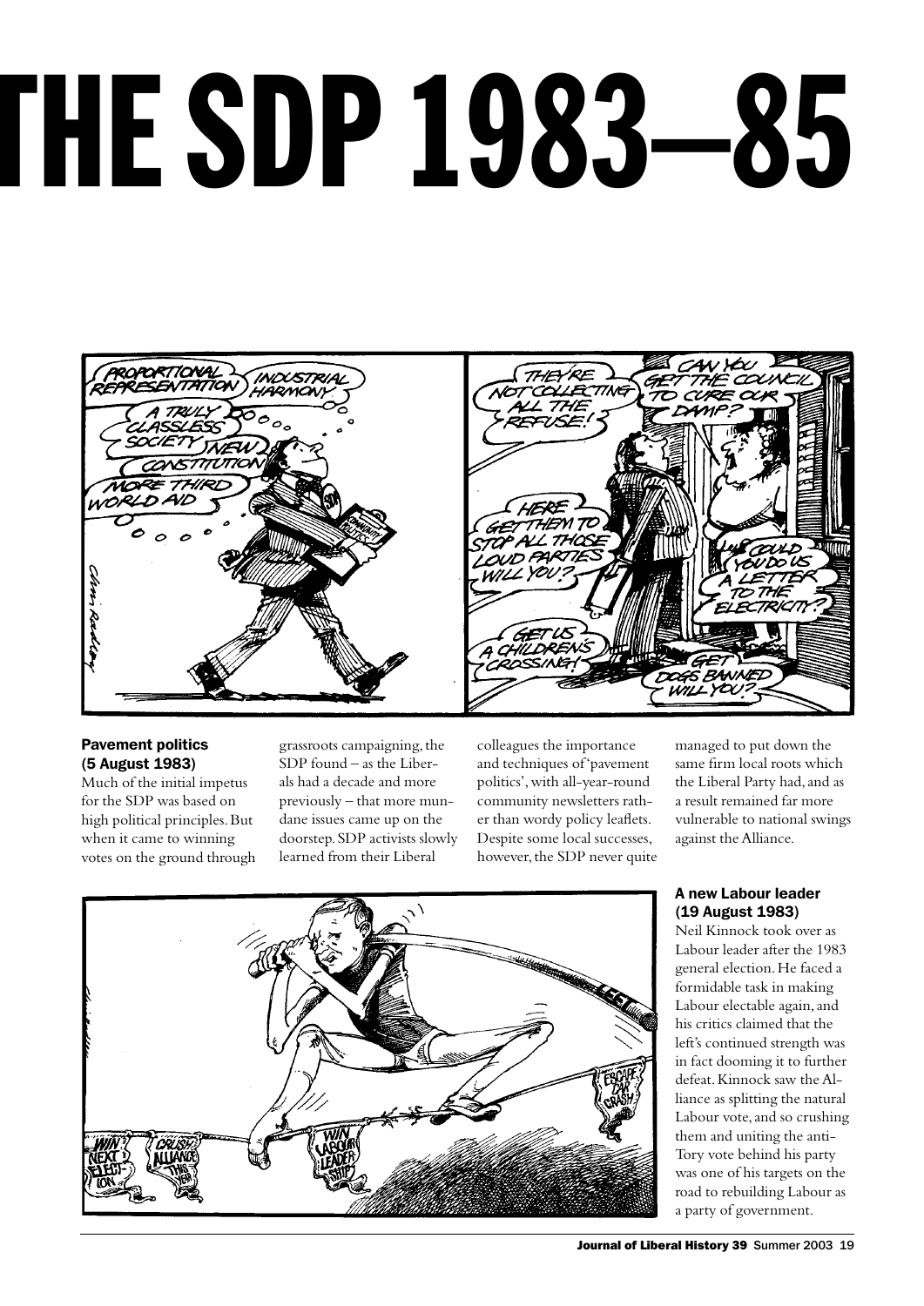# THE SDP 1983–85

**Pavement politics (5 August 1983)**

Much of the initial impetus for the SDP was based on high political principles. But when it came to winning votes on the ground through grassroots campaigning, the SDP found – as the Liberals had a decade and more previously – that more mundane issues came up on the doorstep. SDP activists slowly learned from their Liberal colleagues the importance and techniques of 'pavement politics', with all-year-round community newsletters rather than wordy policy leaflets. Despite some local successes, however, the SDP never quite managed to put down the same firm local roots which the Liberal Party had, and as a result remained far more vulnerable to national swings against the Alliance.

**A new Labour leader (19 August 1983)**

Neil Kinnock took over as Labour leader after the 1983 general election. He faced a formidable task in making Labour electable again, and his critics claimed that the left's continued strength was in fact dooming it to further defeat. Kinnock saw the Alliance as splitting the natural Labour vote, and so crushing them and uniting the anti-Tory vote behind his party was one of his targets on the road to rebuilding Labour as a party of government.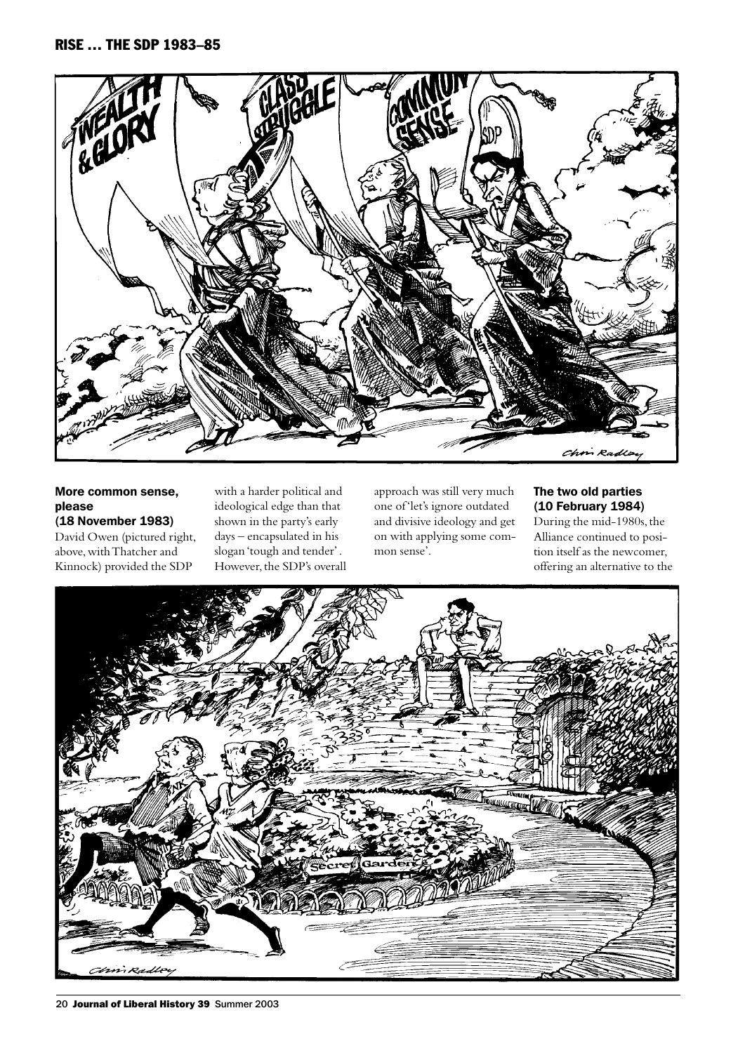### More common sense, please (18 November 1983)

David Owen (pictured right, above, with Thatcher and Kinnock) provided the SDP with a harder political and ideological edge than that shown in the party's early days – encapsulated in his slogan 'tough and tender'. However, the SDP's overall approach was still very much one of 'let's ignore outdated and divisive ideology and get on with applying some common sense'.

### The two old parties (10 February 1984)

During the mid-1980s, the Alliance continued to position itself as the newcomer, offering an alternative to the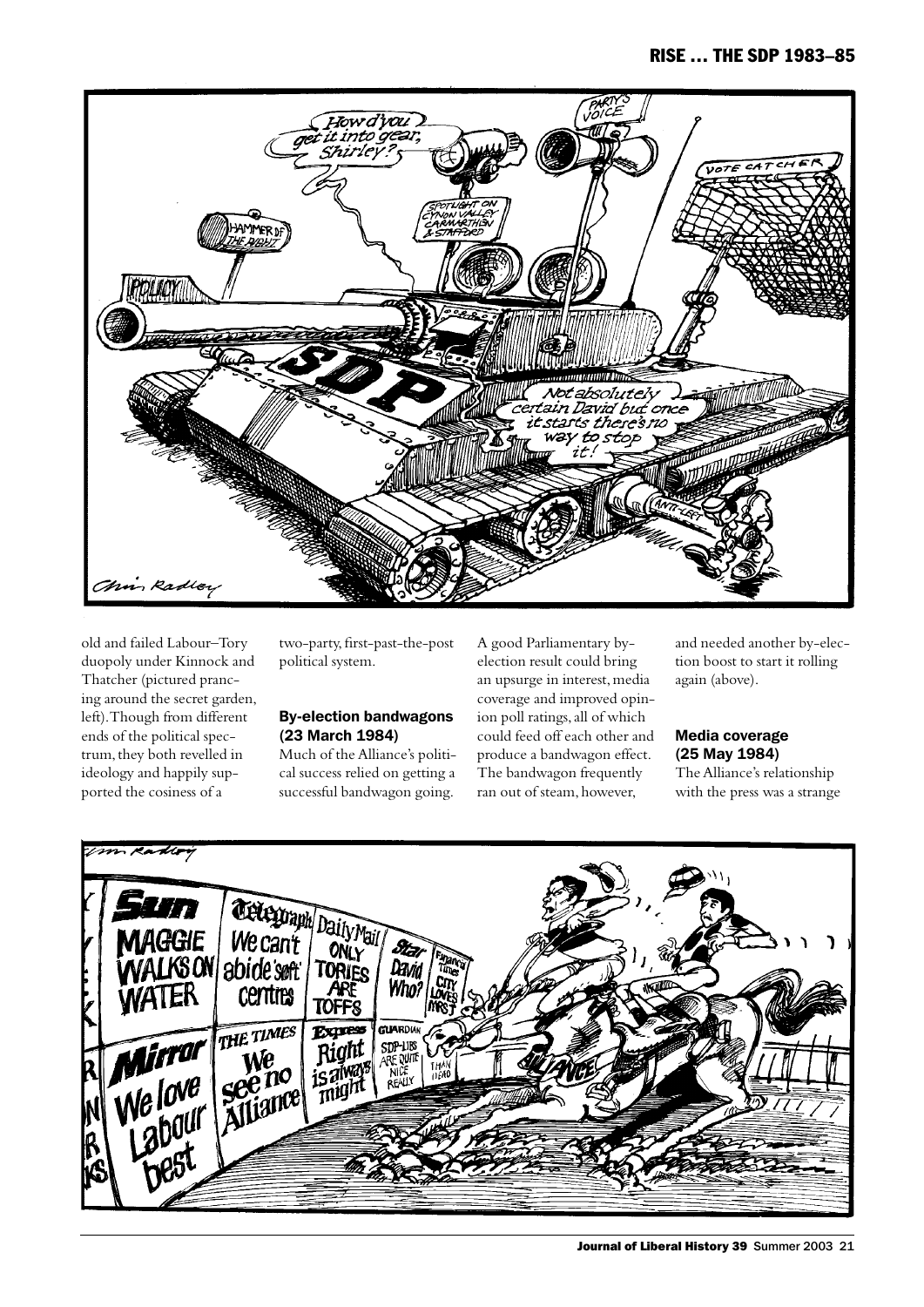old and failed Labour–Tory duopoly under Kinnock and Thatcher (pictured prancing around the secret garden, left). Though from different ends of the political spectrum, they both revelled in ideology and happily supported the cosiness of a two-party, first-past-the-post political system.

### By-election bandwagons (23 March 1984)

Much of the Alliance's political success relied on getting a successful bandwagon going. A good Parliamentary by-election result could bring an upsurge in interest, media coverage and improved opinion poll ratings, all of which could feed off each other and produce a bandwagon effect. The bandwagon frequently ran out of steam, however, and needed another by-election boost to start it rolling again (above).

### Media coverage (25 May 1984)

The Alliance's relationship with the press was a strange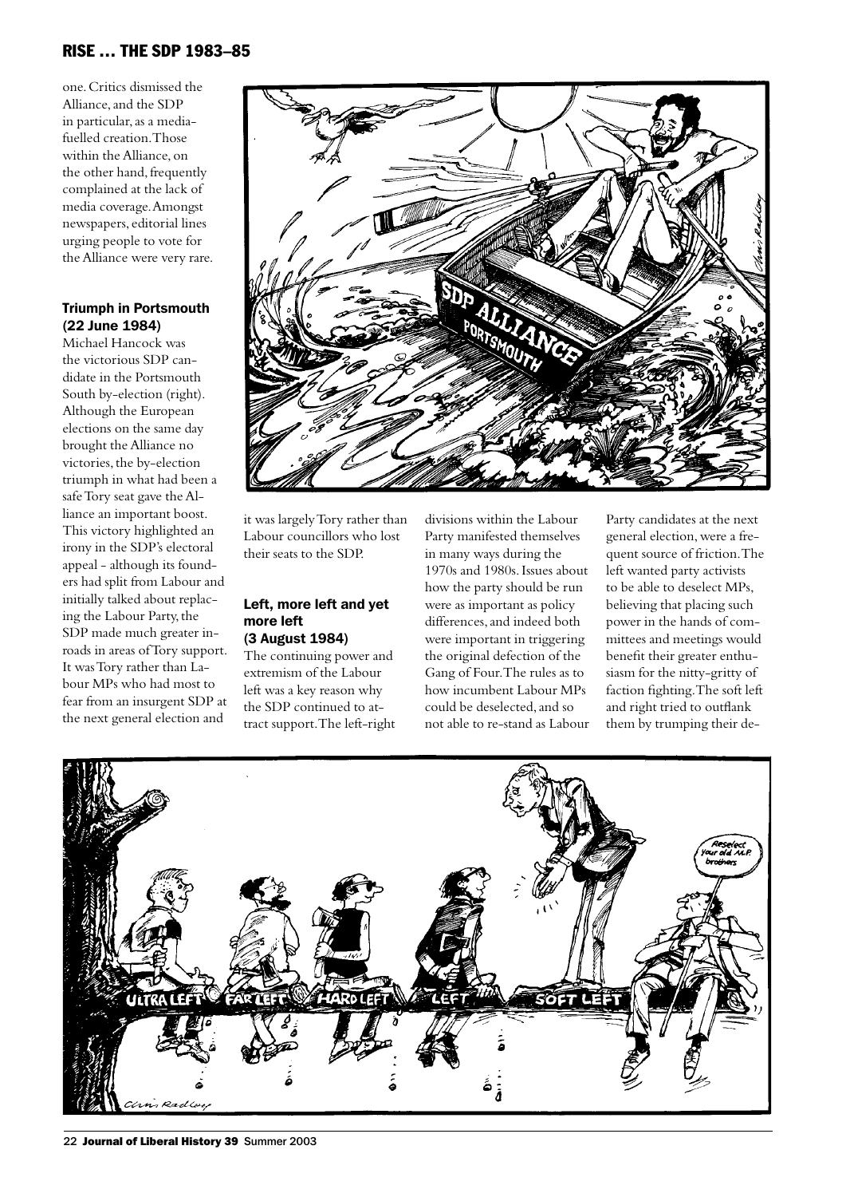one. Critics dismissed the Alliance, and the SDP in particular, as a media-fuelled creation. Those within the Alliance, on the other hand, frequently complained at the lack of media coverage. Amongst newspapers, editorial lines urging people to vote for the Alliance were very rare.

### Triumph in Portsmouth (22 June 1984)

Michael Hancock was the victorious SDP candidate in the Portsmouth South by-election (right). Although the European elections on the same day brought the Alliance no victories, the by-election triumph in what had been a safe Tory seat gave the Alliance an important boost. This victory highlighted an irony in the SDP's electoral appeal - although its founders had split from Labour and initially talked about replacing the Labour Party, the SDP made much greater inroads in areas of Tory support. It was Tory rather than Labour MPs who had most to fear from an insurgent SDP at the next general election and it was largely Tory rather than Labour councillors who lost their seats to the SDP.

### Left, more left and yet more left (3 August 1984)

The continuing power and extremism of the Labour left was a key reason why the SDP continued to attract support. The left-right divisions within the Labour Party manifested themselves in many ways during the 1970s and 1980s. Issues about how the party should be run were as important as policy differences, and indeed both were important in triggering the original defection of the Gang of Four. The rules as to how incumbent Labour MPs could be deselected, and so not able to re-stand as Labour Party candidates at the next general election, were a frequent source of friction. The left wanted party activists to be able to deselect MPs, believing that placing such power in the hands of committees and meetings would benefit their greater enthusiasm for the nitty-gritty of faction fighting. The soft left and right tried to outflank them by trumping their de-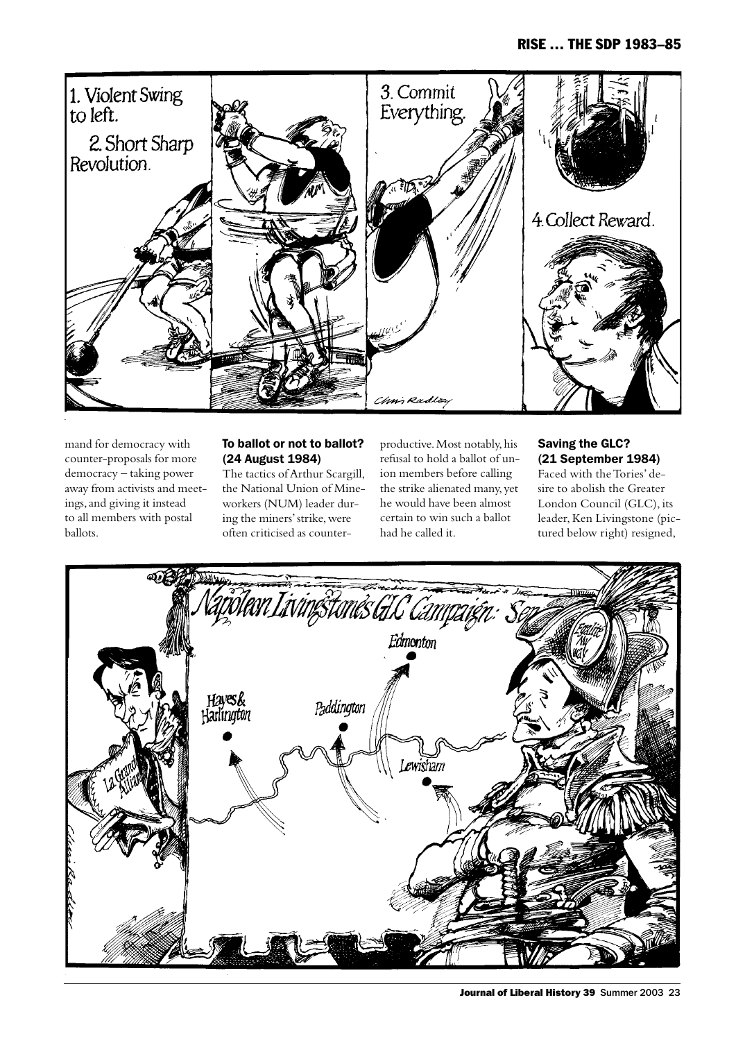mand for democracy with counter-proposals for more democracy – taking power away from activists and meetings, and giving it instead to all members with postal ballots.

### To ballot or not to ballot? (24 August 1984)

The tactics of Arthur Scargill, the National Union of Mineworkers (NUM) leader during the miners' strike, were often criticised as counter-productive. Most notably, his refusal to hold a ballot of union members before calling the strike alienated many, yet he would have been almost certain to win such a ballot had he called it.

### Saving the GLC? (21 September 1984)

Faced with the Tories' desire to abolish the Greater London Council (GLC), its leader, Ken Livingstone (pictured below right) resigned,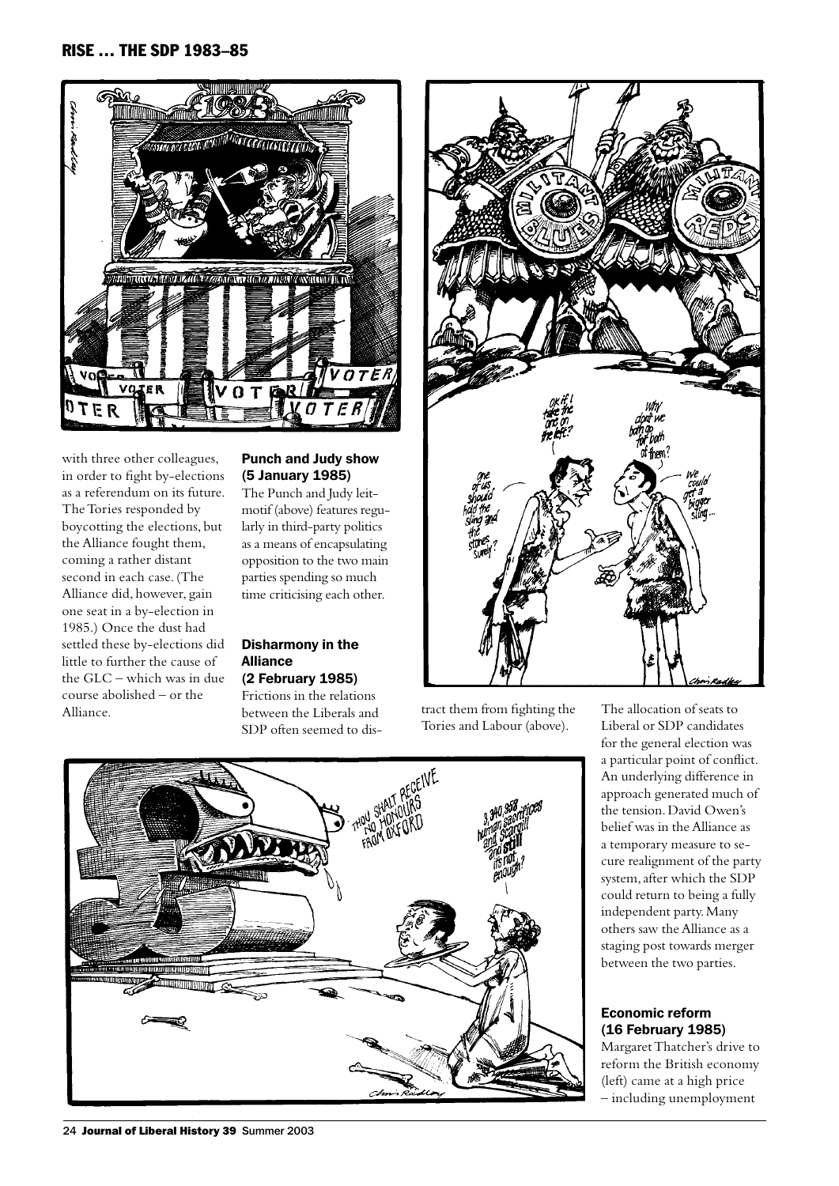with three other colleagues, in order to fight by-elections as a referendum on its future. The Tories responded by boycotting the elections, but the Alliance fought them, coming a rather distant second in each case. (The Alliance did, however, gain one seat in a by-election in 1985.) Once the dust had settled these by-elections did little to further the cause of the GLC – which was in due course abolished – or the Alliance.

**Punch and Judy show (5 January 1985)**

The Punch and Judy leitmotif (above) features regularly in third-party politics as a means of encapsulating opposition to the two main parties spending so much time criticising each other.

**Disharmony in the Alliance (2 February 1985)**

Frictions in the relations between the Liberals and SDP often seemed to distract them from fighting the Tories and Labour (above).

The allocation of seats to Liberal or SDP candidates for the general election was a particular point of conflict. An underlying difference in approach generated much of the tension. David Owen's belief was in the Alliance as a temporary measure to secure realignment of the party system, after which the SDP could return to being a fully independent party. Many others saw the Alliance as a staging post towards merger between the two parties.

**Economic reform (16 February 1985)**

Margaret Thatcher's drive to reform the British economy (left) came at a high price – including unemployment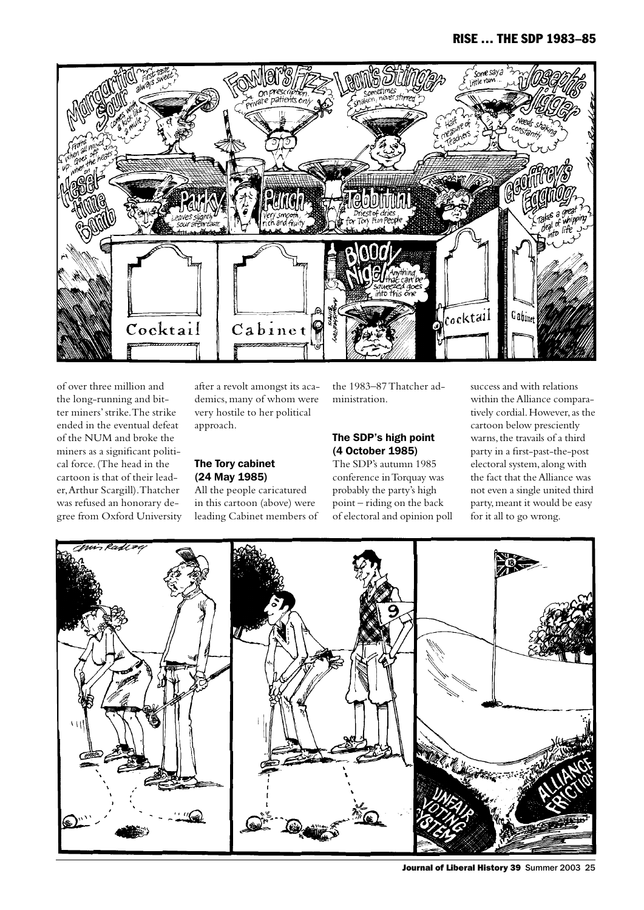of over three million and the long-running and bitter miners' strike. The strike ended in the eventual defeat of the NUM and broke the miners as a significant political force. (The head in the cartoon is that of their leader, Arthur Scargill). Thatcher was refused an honorary degree from Oxford University after a revolt amongst its academics, many of whom were very hostile to her political approach.

### The Tory cabinet (24 May 1985)

All the people caricatured in this cartoon (above) were leading Cabinet members of the 1983–87 Thatcher administration.

### The SDP's high point (4 October 1985)

The SDP's autumn 1985 conference in Torquay was probably the party's high point – riding on the back of electoral and opinion poll success and with relations within the Alliance comparatively cordial. However, as the cartoon below presciently warns, the travails of a third party in a first-past-the-post electoral system, along with the fact that the Alliance was not even a single united third party, meant it would be easy for it all to go wrong.